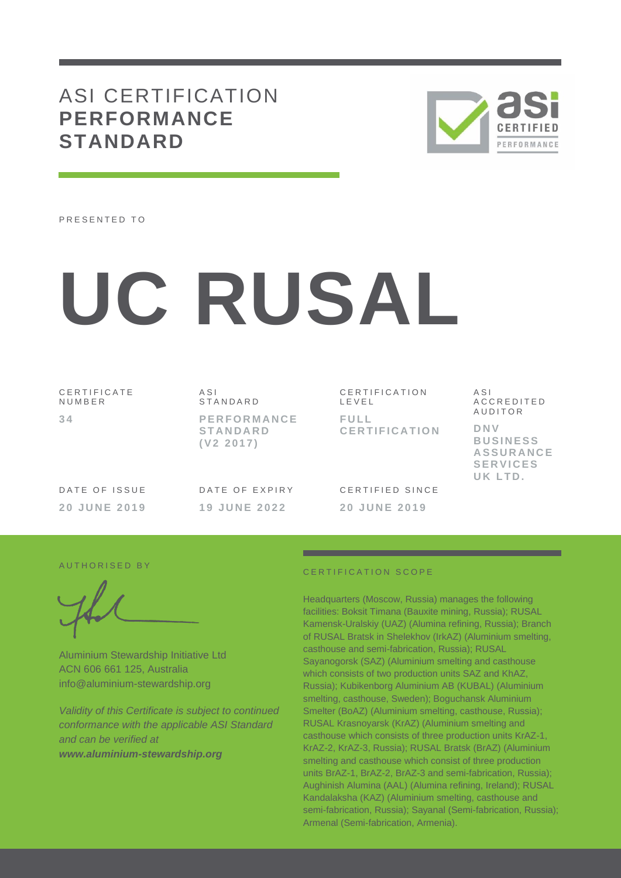# ASI CERTIFICATION **PERFORMANCE STANDARD**

PRESENTED TO

# UC RUSAL

| CERTIFICATE NUMBER | ASI STANDARD | CERTIFICATION LEVEL | ASI ACCREDITED AUDITOR |
|---|---|---|---|
| **34** | **PERFORMANCE STANDARD (V2 2017)** | **FULL CERTIFICATION** | **DNV BUSINESS ASSURANCE SERVICES UK LTD.** |

| DATE OF ISSUE | DATE OF EXPIRY | CERTIFIED SINCE |
|---|---|---|
| **20 JUNE 2019** | **19 JUNE 2022** | **20 JUNE 2019** |

AUTHORISED BY

Aluminium Stewardship Initiative Ltd
ACN 606 661 125, Australia
info@aluminium-stewardship.org

*Validity of this Certificate is subject to continued conformance with the applicable ASI Standard and can be verified at* ***www.aluminium-stewardship.org***

CERTIFICATION SCOPE

Headquarters (Moscow, Russia) manages the following facilities: Boksit Timana (Bauxite mining, Russia); RUSAL Kamensk-Uralskiy (UAZ) (Alumina refining, Russia); Branch of RUSAL Bratsk in Shelekhov (IrkAZ) (Aluminium smelting, casthouse and semi-fabrication, Russia); RUSAL Sayanogorsk (SAZ) (Aluminium smelting and casthouse which consists of two production units SAZ and KhAZ, Russia); Kubikenborg Aluminium AB (KUBAL) (Aluminium smelting, casthouse, Sweden); Boguchansk Aluminium Smelter (BoAZ) (Aluminium smelting, casthouse, Russia); RUSAL Krasnoyarsk (KrAZ) (Aluminium smelting and casthouse which consists of three production units KrAZ-1, KrAZ-2, KrAZ-3, Russia); RUSAL Bratsk (BrAZ) (Aluminium smelting and casthouse which consist of three production units BrAZ-1, BrAZ-2, BrAZ-3 and semi-fabrication, Russia); Aughinish Alumina (AAL) (Alumina refining, Ireland); RUSAL Kandalaksha (KAZ) (Aluminium smelting, casthouse and semi-fabrication, Russia); Sayanal (Semi-fabrication, Russia); Armenal (Semi-fabrication, Armenia).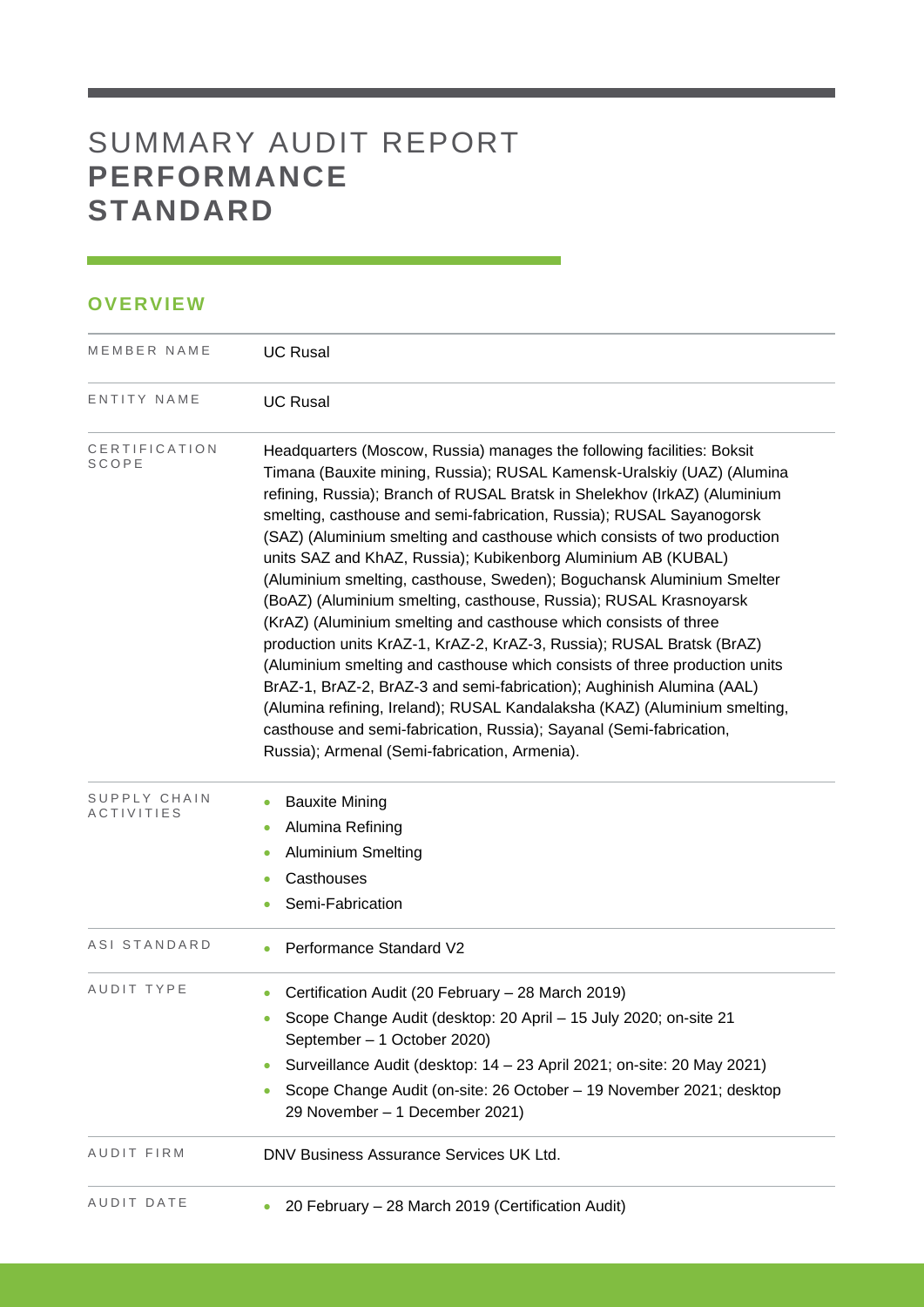# SUMMARY AUDIT REPORT **PERFORMANCE STANDARD**

## OVERVIEW

| | |
|---|---|
| MEMBER NAME | UC Rusal |
| ENTITY NAME | UC Rusal |
| CERTIFICATION SCOPE | Headquarters (Moscow, Russia) manages the following facilities: Boksit Timana (Bauxite mining, Russia); RUSAL Kamensk-Uralskiy (UAZ) (Alumina refining, Russia); Branch of RUSAL Bratsk in Shelekhov (IrkAZ) (Aluminium smelting, casthouse and semi-fabrication, Russia); RUSAL Sayanogorsk (SAZ) (Aluminium smelting and casthouse which consists of two production units SAZ and KhAZ, Russia); Kubikenborg Aluminium AB (KUBAL) (Aluminium smelting, casthouse, Sweden); Boguchansk Aluminium Smelter (BoAZ) (Aluminium smelting, casthouse, Russia); RUSAL Krasnoyarsk (KrAZ) (Aluminium smelting and casthouse which consists of three production units KrAZ-1, KrAZ-2, KrAZ-3, Russia); RUSAL Bratsk (BrAZ) (Aluminium smelting and casthouse which consists of three production units BrAZ-1, BrAZ-2, BrAZ-3 and semi-fabrication); Aughinish Alumina (AAL) (Alumina refining, Ireland); RUSAL Kandalaksha (KAZ) (Aluminium smelting, casthouse and semi-fabrication, Russia); Sayanal (Semi-fabrication, Russia); Armenal (Semi-fabrication, Armenia). |
| SUPPLY CHAIN ACTIVITIES | • Bauxite Mining<br>• Alumina Refining<br>• Aluminium Smelting<br>• Casthouses<br>• Semi-Fabrication |
| ASI STANDARD | • Performance Standard V2 |
| AUDIT TYPE | • Certification Audit (20 February – 28 March 2019)<br>• Scope Change Audit (desktop: 20 April – 15 July 2020; on-site 21 September – 1 October 2020)<br>• Surveillance Audit (desktop: 14 – 23 April 2021; on-site: 20 May 2021)<br>• Scope Change Audit (on-site: 26 October – 19 November 2021; desktop 29 November – 1 December 2021) |
| AUDIT FIRM | DNV Business Assurance Services UK Ltd. |
| AUDIT DATE | • 20 February – 28 March 2019 (Certification Audit) |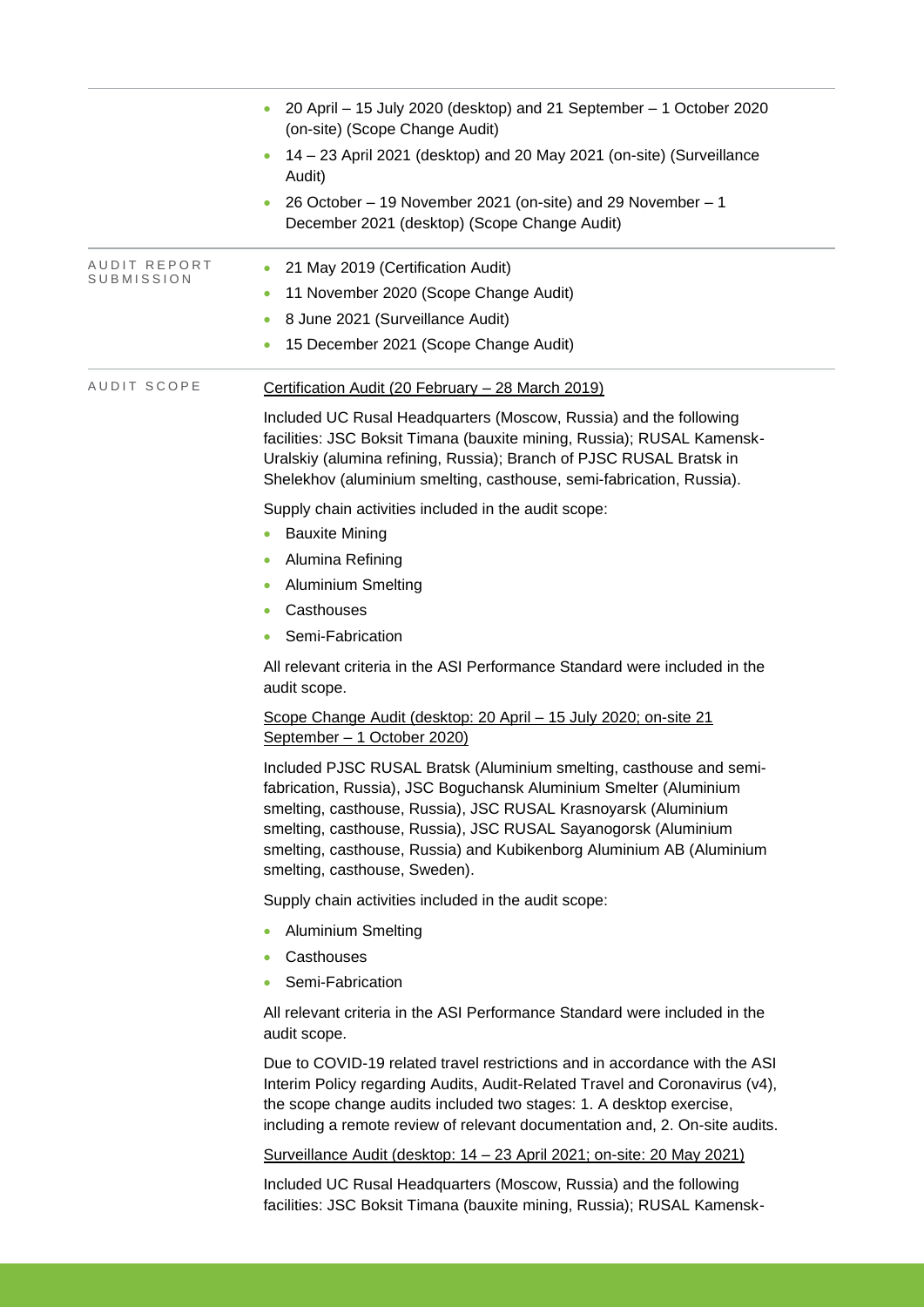- 20 April – 15 July 2020 (desktop) and 21 September – 1 October 2020 (on-site) (Scope Change Audit)
- 14 – 23 April 2021 (desktop) and 20 May 2021 (on-site) (Surveillance Audit)
- 26 October – 19 November 2021 (on-site) and 29 November – 1 December 2021 (desktop) (Scope Change Audit)

**AUDIT REPORT SUBMISSION**

- 21 May 2019 (Certification Audit)
- 11 November 2020 (Scope Change Audit)
- 8 June 2021 (Surveillance Audit)
- 15 December 2021 (Scope Change Audit)

**AUDIT SCOPE**

Certification Audit (20 February – 28 March 2019)

Included UC Rusal Headquarters (Moscow, Russia) and the following facilities: JSC Boksit Timana (bauxite mining, Russia); RUSAL Kamensk-Uralskiy (alumina refining, Russia); Branch of PJSC RUSAL Bratsk in Shelekhov (aluminium smelting, casthouse, semi-fabrication, Russia).

Supply chain activities included in the audit scope:

- Bauxite Mining
- Alumina Refining
- Aluminium Smelting
- Casthouses
- Semi-Fabrication

All relevant criteria in the ASI Performance Standard were included in the audit scope.

Scope Change Audit (desktop: 20 April – 15 July 2020; on-site 21 September – 1 October 2020)

Included PJSC RUSAL Bratsk (Aluminium smelting, casthouse and semi-fabrication, Russia), JSC Boguchansk Aluminium Smelter (Aluminium smelting, casthouse, Russia), JSC RUSAL Krasnoyarsk (Aluminium smelting, casthouse, Russia), JSC RUSAL Sayanogorsk (Aluminium smelting, casthouse, Russia) and Kubikenborg Aluminium AB (Aluminium smelting, casthouse, Sweden).

Supply chain activities included in the audit scope:

- Aluminium Smelting
- Casthouses
- Semi-Fabrication

All relevant criteria in the ASI Performance Standard were included in the audit scope.

Due to COVID-19 related travel restrictions and in accordance with the ASI Interim Policy regarding Audits, Audit-Related Travel and Coronavirus (v4), the scope change audits included two stages: 1. A desktop exercise, including a remote review of relevant documentation and, 2. On-site audits.

Surveillance Audit (desktop: 14 – 23 April 2021; on-site: 20 May 2021)

Included UC Rusal Headquarters (Moscow, Russia) and the following facilities: JSC Boksit Timana (bauxite mining, Russia); RUSAL Kamensk-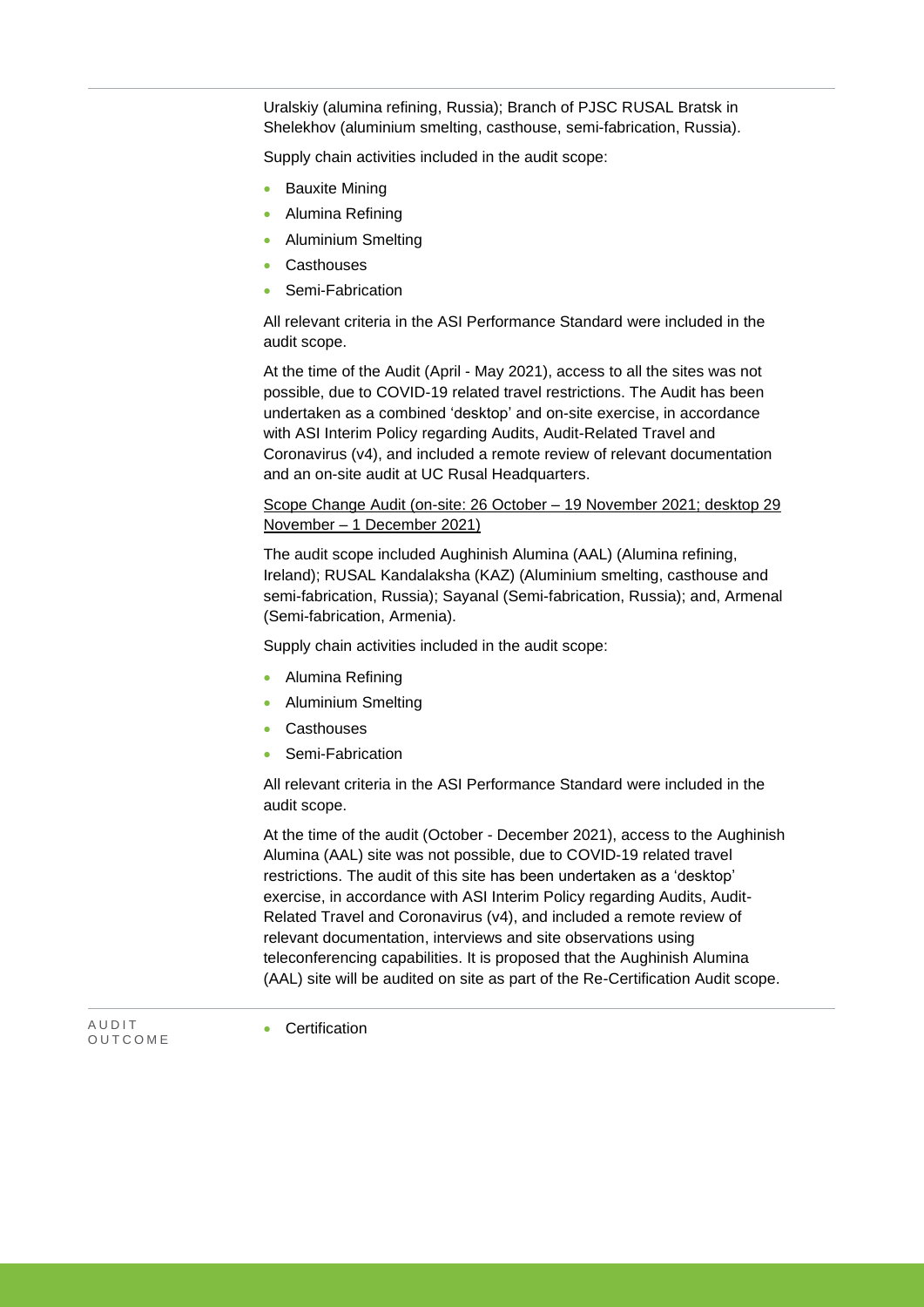Uralskiy (alumina refining, Russia); Branch of PJSC RUSAL Bratsk in Shelekhov (aluminium smelting, casthouse, semi-fabrication, Russia).

Supply chain activities included in the audit scope:

- Bauxite Mining
- Alumina Refining
- Aluminium Smelting
- Casthouses
- Semi-Fabrication

All relevant criteria in the ASI Performance Standard were included in the audit scope.

At the time of the Audit (April - May 2021), access to all the sites was not possible, due to COVID-19 related travel restrictions. The Audit has been undertaken as a combined 'desktop' and on-site exercise, in accordance with ASI Interim Policy regarding Audits, Audit-Related Travel and Coronavirus (v4), and included a remote review of relevant documentation and an on-site audit at UC Rusal Headquarters.

Scope Change Audit (on-site: 26 October – 19 November 2021; desktop 29 November – 1 December 2021)

The audit scope included Aughinish Alumina (AAL) (Alumina refining, Ireland); RUSAL Kandalaksha (KAZ) (Aluminium smelting, casthouse and semi-fabrication, Russia); Sayanal (Semi-fabrication, Russia); and, Armenal (Semi-fabrication, Armenia).

Supply chain activities included in the audit scope:

- Alumina Refining
- Aluminium Smelting
- Casthouses
- Semi-Fabrication

All relevant criteria in the ASI Performance Standard were included in the audit scope.

At the time of the audit (October - December 2021), access to the Aughinish Alumina (AAL) site was not possible, due to COVID-19 related travel restrictions. The audit of this site has been undertaken as a 'desktop' exercise, in accordance with ASI Interim Policy regarding Audits, Audit-Related Travel and Coronavirus (v4), and included a remote review of relevant documentation, interviews and site observations using teleconferencing capabilities. It is proposed that the Aughinish Alumina (AAL) site will be audited on site as part of the Re-Certification Audit scope.

AUDIT OUTCOME

- Certification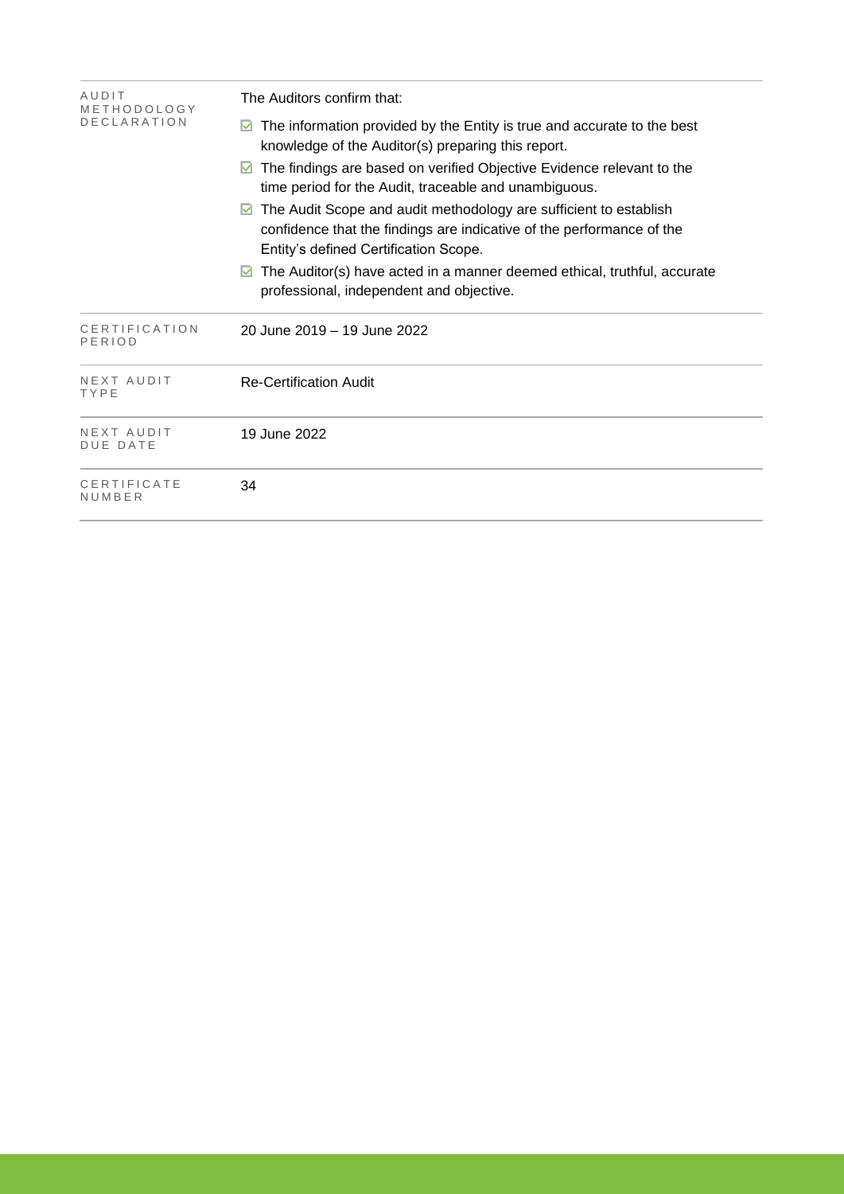| | |
|---|---|
| AUDIT METHODOLOGY DECLARATION | The Auditors confirm that:<br>☑ The information provided by the Entity is true and accurate to the best knowledge of the Auditor(s) preparing this report.<br>☑ The findings are based on verified Objective Evidence relevant to the time period for the Audit, traceable and unambiguous.<br>☑ The Audit Scope and audit methodology are sufficient to establish confidence that the findings are indicative of the performance of the Entity's defined Certification Scope.<br>☑ The Auditor(s) have acted in a manner deemed ethical, truthful, accurate professional, independent and objective. |
| CERTIFICATION PERIOD | 20 June 2019 – 19 June 2022 |
| NEXT AUDIT TYPE | Re-Certification Audit |
| NEXT AUDIT DUE DATE | 19 June 2022 |
| CERTIFICATE NUMBER | 34 |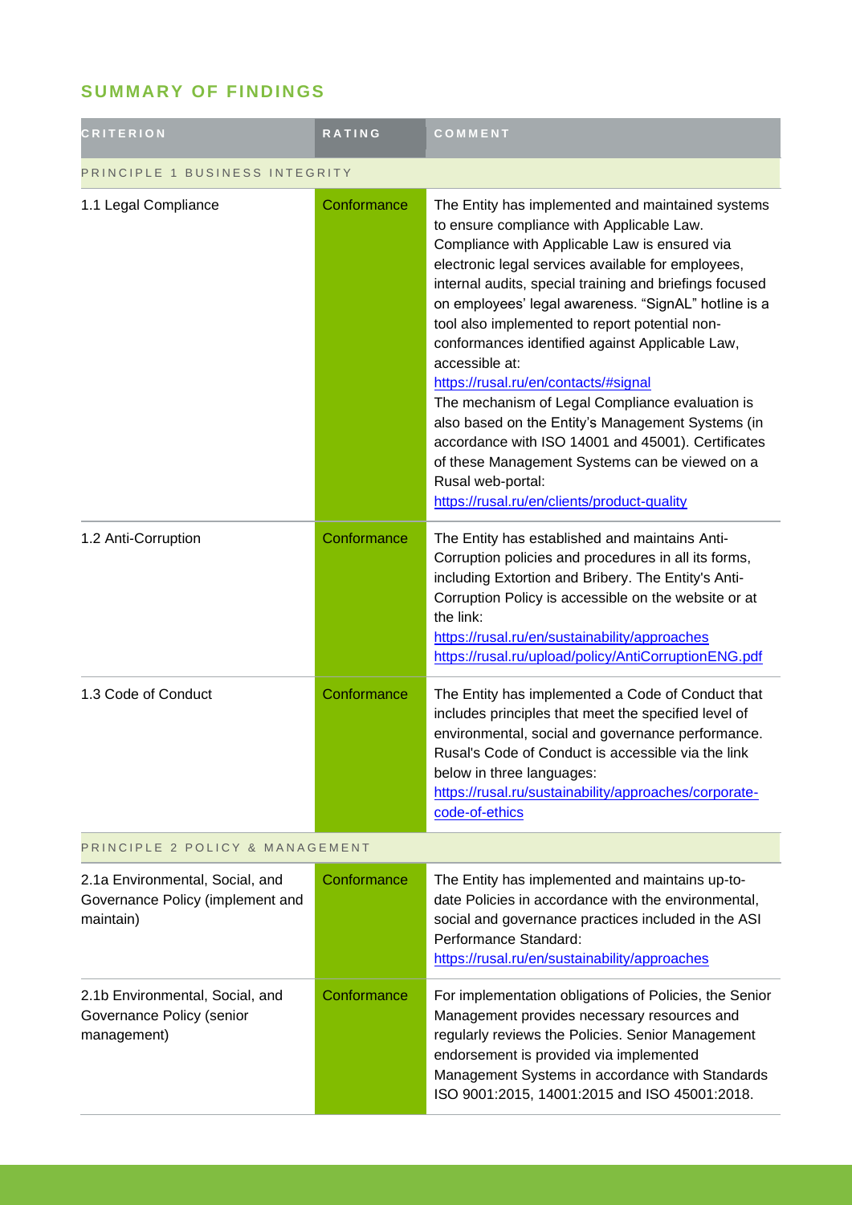## SUMMARY OF FINDINGS

| CRITERION | RATING | COMMENT |
|---|---|---|
| PRINCIPLE 1 BUSINESS INTEGRITY | | |
| 1.1 Legal Compliance | Conformance | The Entity has implemented and maintained systems to ensure compliance with Applicable Law. Compliance with Applicable Law is ensured via electronic legal services available for employees, internal audits, special training and briefings focused on employees' legal awareness. "SignAL" hotline is a tool also implemented to report potential non-conformances identified against Applicable Law, accessible at: https://rusal.ru/en/contacts/#signal The mechanism of Legal Compliance evaluation is also based on the Entity's Management Systems (in accordance with ISO 14001 and 45001). Certificates of these Management Systems can be viewed on a Rusal web-portal: https://rusal.ru/en/clients/product-quality |
| 1.2 Anti-Corruption | Conformance | The Entity has established and maintains Anti-Corruption policies and procedures in all its forms, including Extortion and Bribery. The Entity's Anti-Corruption Policy is accessible on the website or at the link: https://rusal.ru/en/sustainability/approaches https://rusal.ru/upload/policy/AntiCorruptionENG.pdf |
| 1.3 Code of Conduct | Conformance | The Entity has implemented a Code of Conduct that includes principles that meet the specified level of environmental, social and governance performance. Rusal's Code of Conduct is accessible via the link below in three languages: https://rusal.ru/sustainability/approaches/corporate-code-of-ethics |
| PRINCIPLE 2 POLICY & MANAGEMENT | | |
| 2.1a Environmental, Social, and Governance Policy (implement and maintain) | Conformance | The Entity has implemented and maintains up-to-date Policies in accordance with the environmental, social and governance practices included in the ASI Performance Standard: https://rusal.ru/en/sustainability/approaches |
| 2.1b Environmental, Social, and Governance Policy (senior management) | Conformance | For implementation obligations of Policies, the Senior Management provides necessary resources and regularly reviews the Policies. Senior Management endorsement is provided via implemented Management Systems in accordance with Standards ISO 9001:2015, 14001:2015 and ISO 45001:2018. |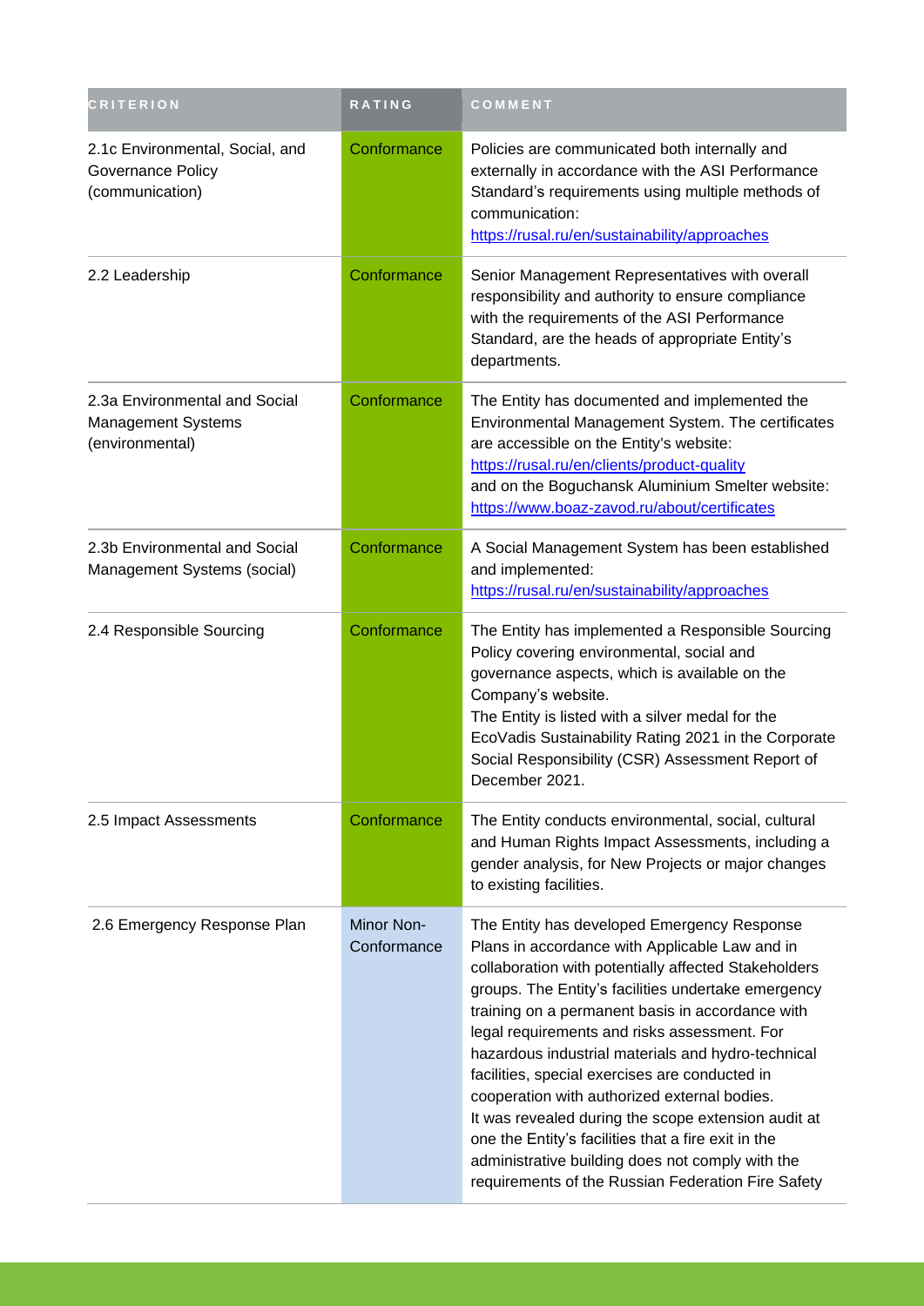| CRITERION | RATING | COMMENT |
|---|---|---|
| 2.1c Environmental, Social, and Governance Policy (communication) | Conformance | Policies are communicated both internally and externally in accordance with the ASI Performance Standard's requirements using multiple methods of communication: https://rusal.ru/en/sustainability/approaches |
| 2.2 Leadership | Conformance | Senior Management Representatives with overall responsibility and authority to ensure compliance with the requirements of the ASI Performance Standard, are the heads of appropriate Entity's departments. |
| 2.3a Environmental and Social Management Systems (environmental) | Conformance | The Entity has documented and implemented the Environmental Management System. The certificates are accessible on the Entity's website: https://rusal.ru/en/clients/product-quality and on the Boguchansk Aluminium Smelter website: https://www.boaz-zavod.ru/about/certificates |
| 2.3b Environmental and Social Management Systems (social) | Conformance | A Social Management System has been established and implemented: https://rusal.ru/en/sustainability/approaches |
| 2.4 Responsible Sourcing | Conformance | The Entity has implemented a Responsible Sourcing Policy covering environmental, social and governance aspects, which is available on the Company's website.<br>The Entity is listed with a silver medal for the EcoVadis Sustainability Rating 2021 in the Corporate Social Responsibility (CSR) Assessment Report of December 2021. |
| 2.5 Impact Assessments | Conformance | The Entity conducts environmental, social, cultural and Human Rights Impact Assessments, including a gender analysis, for New Projects or major changes to existing facilities. |
| 2.6 Emergency Response Plan | Minor Non-Conformance | The Entity has developed Emergency Response Plans in accordance with Applicable Law and in collaboration with potentially affected Stakeholders groups. The Entity's facilities undertake emergency training on a permanent basis in accordance with legal requirements and risks assessment. For hazardous industrial materials and hydro-technical facilities, special exercises are conducted in cooperation with authorized external bodies.<br>It was revealed during the scope extension audit at one the Entity's facilities that a fire exit in the administrative building does not comply with the requirements of the Russian Federation Fire Safety |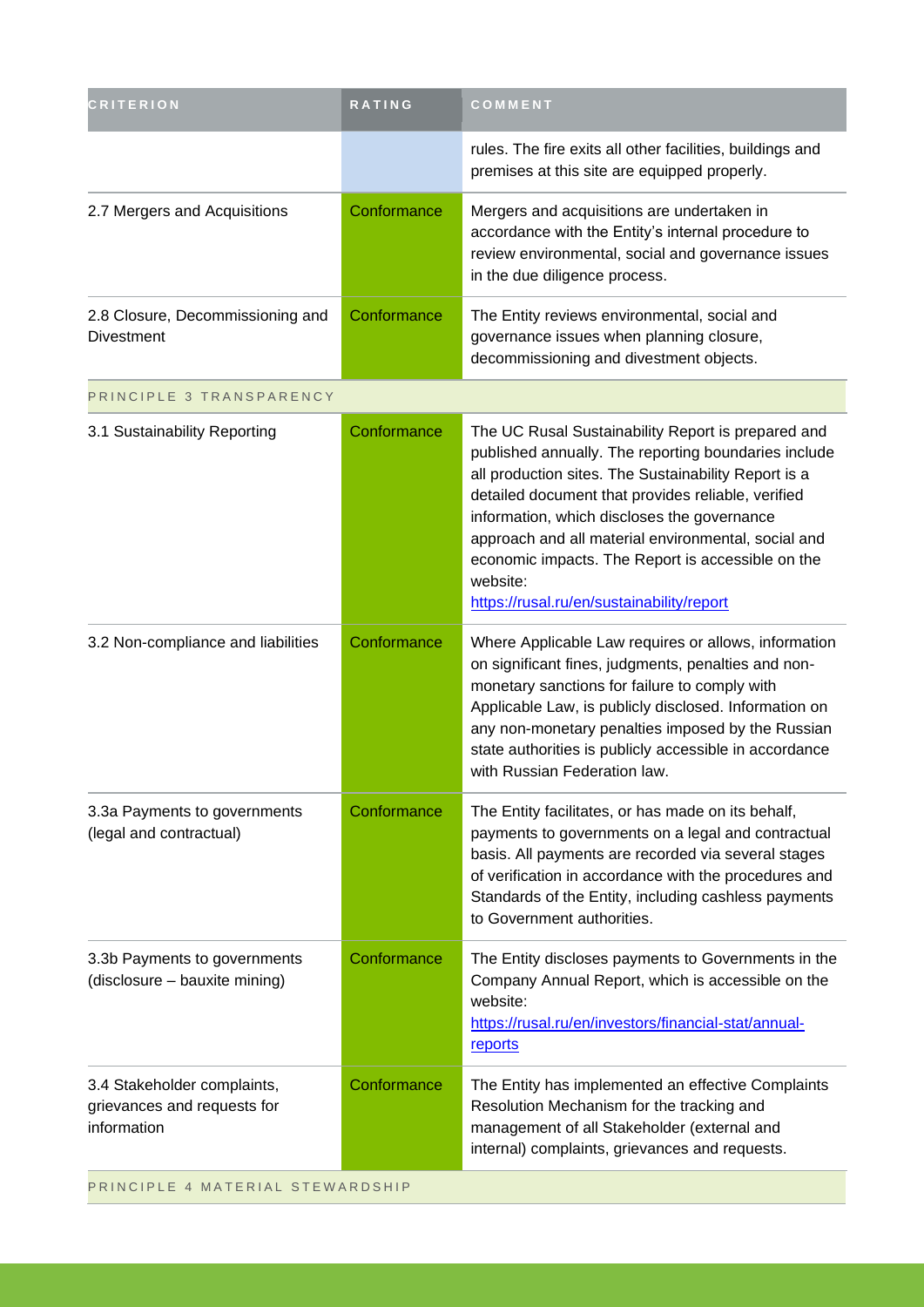| CRITERION | RATING | COMMENT |
|---|---|---|
| | | rules. The fire exits all other facilities, buildings and premises at this site are equipped properly. |
| 2.7 Mergers and Acquisitions | Conformance | Mergers and acquisitions are undertaken in accordance with the Entity's internal procedure to review environmental, social and governance issues in the due diligence process. |
| 2.8 Closure, Decommissioning and Divestment | Conformance | The Entity reviews environmental, social and governance issues when planning closure, decommissioning and divestment objects. |
| PRINCIPLE 3 TRANSPARENCY | | |
| 3.1 Sustainability Reporting | Conformance | The UC Rusal Sustainability Report is prepared and published annually. The reporting boundaries include all production sites. The Sustainability Report is a detailed document that provides reliable, verified information, which discloses the governance approach and all material environmental, social and economic impacts. The Report is accessible on the website: https://rusal.ru/en/sustainability/report |
| 3.2 Non-compliance and liabilities | Conformance | Where Applicable Law requires or allows, information on significant fines, judgments, penalties and non-monetary sanctions for failure to comply with Applicable Law, is publicly disclosed. Information on any non-monetary penalties imposed by the Russian state authorities is publicly accessible in accordance with Russian Federation law. |
| 3.3a Payments to governments (legal and contractual) | Conformance | The Entity facilitates, or has made on its behalf, payments to governments on a legal and contractual basis. All payments are recorded via several stages of verification in accordance with the procedures and Standards of the Entity, including cashless payments to Government authorities. |
| 3.3b Payments to governments (disclosure – bauxite mining) | Conformance | The Entity discloses payments to Governments in the Company Annual Report, which is accessible on the website: https://rusal.ru/en/investors/financial-stat/annual-reports |
| 3.4 Stakeholder complaints, grievances and requests for information | Conformance | The Entity has implemented an effective Complaints Resolution Mechanism for the tracking and management of all Stakeholder (external and internal) complaints, grievances and requests. |
| PRINCIPLE 4 MATERIAL STEWARDSHIP | | |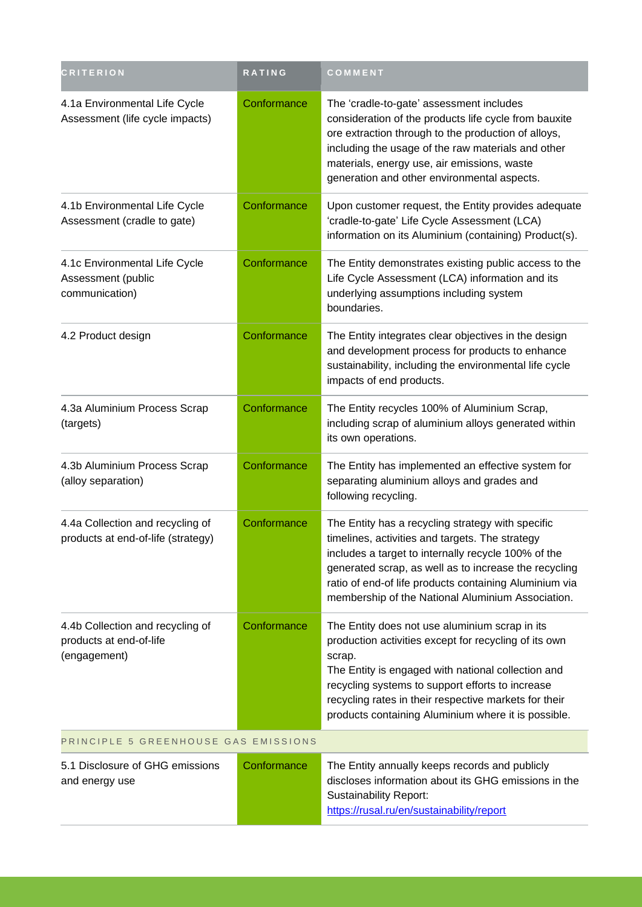| CRITERION | RATING | COMMENT |
| --- | --- | --- |
| 4.1a Environmental Life Cycle Assessment (life cycle impacts) | Conformance | The 'cradle-to-gate' assessment includes consideration of the products life cycle from bauxite ore extraction through to the production of alloys, including the usage of the raw materials and other materials, energy use, air emissions, waste generation and other environmental aspects. |
| 4.1b Environmental Life Cycle Assessment (cradle to gate) | Conformance | Upon customer request, the Entity provides adequate 'cradle-to-gate' Life Cycle Assessment (LCA) information on its Aluminium (containing) Product(s). |
| 4.1c Environmental Life Cycle Assessment (public communication) | Conformance | The Entity demonstrates existing public access to the Life Cycle Assessment (LCA) information and its underlying assumptions including system boundaries. |
| 4.2 Product design | Conformance | The Entity integrates clear objectives in the design and development process for products to enhance sustainability, including the environmental life cycle impacts of end products. |
| 4.3a Aluminium Process Scrap (targets) | Conformance | The Entity recycles 100% of Aluminium Scrap, including scrap of aluminium alloys generated within its own operations. |
| 4.3b Aluminium Process Scrap (alloy separation) | Conformance | The Entity has implemented an effective system for separating aluminium alloys and grades and following recycling. |
| 4.4a Collection and recycling of products at end-of-life (strategy) | Conformance | The Entity has a recycling strategy with specific timelines, activities and targets. The strategy includes a target to internally recycle 100% of the generated scrap, as well as to increase the recycling ratio of end-of life products containing Aluminium via membership of the National Aluminium Association. |
| 4.4b Collection and recycling of products at end-of-life (engagement) | Conformance | The Entity does not use aluminium scrap in its production activities except for recycling of its own scrap.<br>The Entity is engaged with national collection and recycling systems to support efforts to increase recycling rates in their respective markets for their products containing Aluminium where it is possible. |
| PRINCIPLE 5 GREENHOUSE GAS EMISSIONS | | |
| 5.1 Disclosure of GHG emissions and energy use | Conformance | The Entity annually keeps records and publicly discloses information about its GHG emissions in the Sustainability Report:<br>[https://rusal.ru/en/sustainability/report](https://rusal.ru/en/sustainability/report) |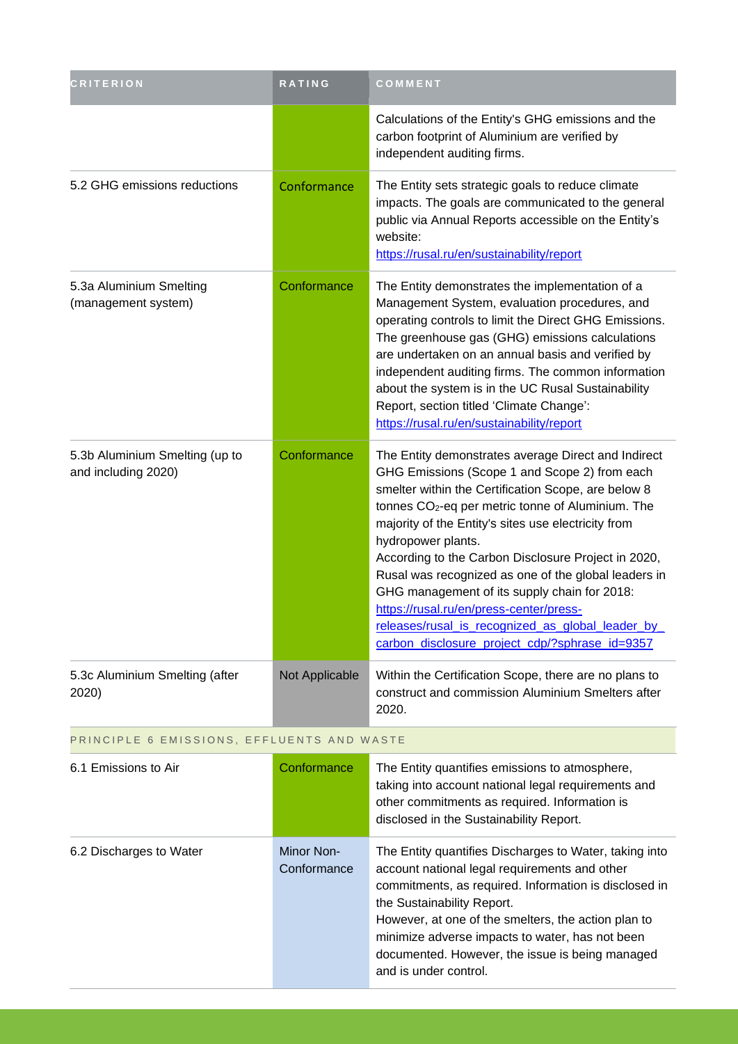| CRITERION | RATING | COMMENT |
| --- | --- | --- |
| | | Calculations of the Entity's GHG emissions and the carbon footprint of Aluminium are verified by independent auditing firms. |
| 5.2 GHG emissions reductions | Conformance | The Entity sets strategic goals to reduce climate impacts. The goals are communicated to the general public via Annual Reports accessible on the Entity's website: https://rusal.ru/en/sustainability/report |
| 5.3a Aluminium Smelting (management system) | Conformance | The Entity demonstrates the implementation of a Management System, evaluation procedures, and operating controls to limit the Direct GHG Emissions. The greenhouse gas (GHG) emissions calculations are undertaken on an annual basis and verified by independent auditing firms. The common information about the system is in the UC Rusal Sustainability Report, section titled 'Climate Change': https://rusal.ru/en/sustainability/report |
| 5.3b Aluminium Smelting (up to and including 2020) | Conformance | The Entity demonstrates average Direct and Indirect GHG Emissions (Scope 1 and Scope 2) from each smelter within the Certification Scope, are below 8 tonnes $CO_2$-eq per metric tonne of Aluminium. The majority of the Entity's sites use electricity from hydropower plants. According to the Carbon Disclosure Project in 2020, Rusal was recognized as one of the global leaders in GHG management of its supply chain for 2018: https://rusal.ru/en/press-center/press-releases/rusal_is_recognized_as_global_leader_by_carbon_disclosure_project_cdp/?sphrase_id=9357 |
| 5.3c Aluminium Smelting (after 2020) | Not Applicable | Within the Certification Scope, there are no plans to construct and commission Aluminium Smelters after 2020. |
| PRINCIPLE 6 EMISSIONS, EFFLUENTS AND WASTE | | |
| 6.1 Emissions to Air | Conformance | The Entity quantifies emissions to atmosphere, taking into account national legal requirements and other commitments as required. Information is disclosed in the Sustainability Report. |
| 6.2 Discharges to Water | Minor Non-Conformance | The Entity quantifies Discharges to Water, taking into account national legal requirements and other commitments, as required. Information is disclosed in the Sustainability Report. However, at one of the smelters, the action plan to minimize adverse impacts to water, has not been documented. However, the issue is being managed and is under control. |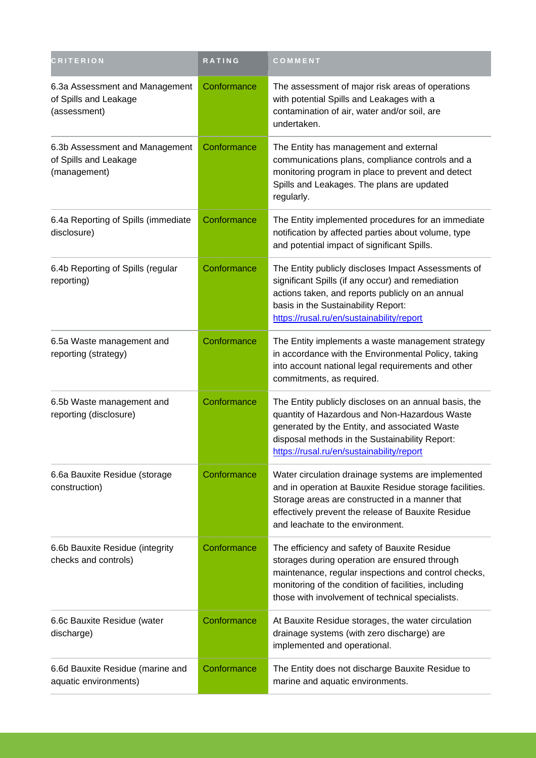| CRITERION | RATING | COMMENT |
| --- | --- | --- |
| 6.3a Assessment and Management of Spills and Leakage (assessment) | Conformance | The assessment of major risk areas of operations with potential Spills and Leakages with a contamination of air, water and/or soil, are undertaken. |
| 6.3b Assessment and Management of Spills and Leakage (management) | Conformance | The Entity has management and external communications plans, compliance controls and a monitoring program in place to prevent and detect Spills and Leakages. The plans are updated regularly. |
| 6.4a Reporting of Spills (immediate disclosure) | Conformance | The Entity implemented procedures for an immediate notification by affected parties about volume, type and potential impact of significant Spills. |
| 6.4b Reporting of Spills (regular reporting) | Conformance | The Entity publicly discloses Impact Assessments of significant Spills (if any occur) and remediation actions taken, and reports publicly on an annual basis in the Sustainability Report: https://rusal.ru/en/sustainability/report |
| 6.5a Waste management and reporting (strategy) | Conformance | The Entity implements a waste management strategy in accordance with the Environmental Policy, taking into account national legal requirements and other commitments, as required. |
| 6.5b Waste management and reporting (disclosure) | Conformance | The Entity publicly discloses on an annual basis, the quantity of Hazardous and Non-Hazardous Waste generated by the Entity, and associated Waste disposal methods in the Sustainability Report: https://rusal.ru/en/sustainability/report |
| 6.6a Bauxite Residue (storage construction) | Conformance | Water circulation drainage systems are implemented and in operation at Bauxite Residue storage facilities. Storage areas are constructed in a manner that effectively prevent the release of Bauxite Residue and leachate to the environment. |
| 6.6b Bauxite Residue (integrity checks and controls) | Conformance | The efficiency and safety of Bauxite Residue storages during operation are ensured through maintenance, regular inspections and control checks, monitoring of the condition of facilities, including those with involvement of technical specialists. |
| 6.6c Bauxite Residue (water discharge) | Conformance | At Bauxite Residue storages, the water circulation drainage systems (with zero discharge) are implemented and operational. |
| 6.6d Bauxite Residue (marine and aquatic environments) | Conformance | The Entity does not discharge Bauxite Residue to marine and aquatic environments. |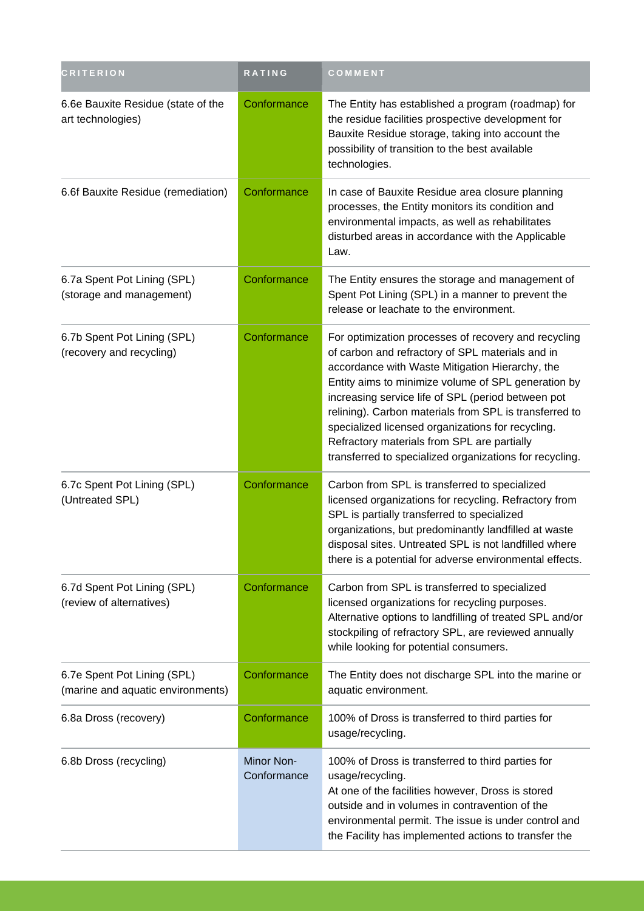| CRITERION | RATING | COMMENT |
| --- | --- | --- |
| 6.6e Bauxite Residue (state of the art technologies) | Conformance | The Entity has established a program (roadmap) for the residue facilities prospective development for Bauxite Residue storage, taking into account the possibility of transition to the best available technologies. |
| 6.6f Bauxite Residue (remediation) | Conformance | In case of Bauxite Residue area closure planning processes, the Entity monitors its condition and environmental impacts, as well as rehabilitates disturbed areas in accordance with the Applicable Law. |
| 6.7a Spent Pot Lining (SPL) (storage and management) | Conformance | The Entity ensures the storage and management of Spent Pot Lining (SPL) in a manner to prevent the release or leachate to the environment. |
| 6.7b Spent Pot Lining (SPL) (recovery and recycling) | Conformance | For optimization processes of recovery and recycling of carbon and refractory of SPL materials and in accordance with Waste Mitigation Hierarchy, the Entity aims to minimize volume of SPL generation by increasing service life of SPL (period between pot relining). Carbon materials from SPL is transferred to specialized licensed organizations for recycling. Refractory materials from SPL are partially transferred to specialized organizations for recycling. |
| 6.7c Spent Pot Lining (SPL) (Untreated SPL) | Conformance | Carbon from SPL is transferred to specialized licensed organizations for recycling. Refractory from SPL is partially transferred to specialized organizations, but predominantly landfilled at waste disposal sites. Untreated SPL is not landfilled where there is a potential for adverse environmental effects. |
| 6.7d Spent Pot Lining (SPL) (review of alternatives) | Conformance | Carbon from SPL is transferred to specialized licensed organizations for recycling purposes. Alternative options to landfilling of treated SPL and/or stockpiling of refractory SPL, are reviewed annually while looking for potential consumers. |
| 6.7e Spent Pot Lining (SPL) (marine and aquatic environments) | Conformance | The Entity does not discharge SPL into the marine or aquatic environment. |
| 6.8a Dross (recovery) | Conformance | 100% of Dross is transferred to third parties for usage/recycling. |
| 6.8b Dross (recycling) | Minor Non-Conformance | 100% of Dross is transferred to third parties for usage/recycling.<br>At one of the facilities however, Dross is stored outside and in volumes in contravention of the environmental permit. The issue is under control and the Facility has implemented actions to transfer the |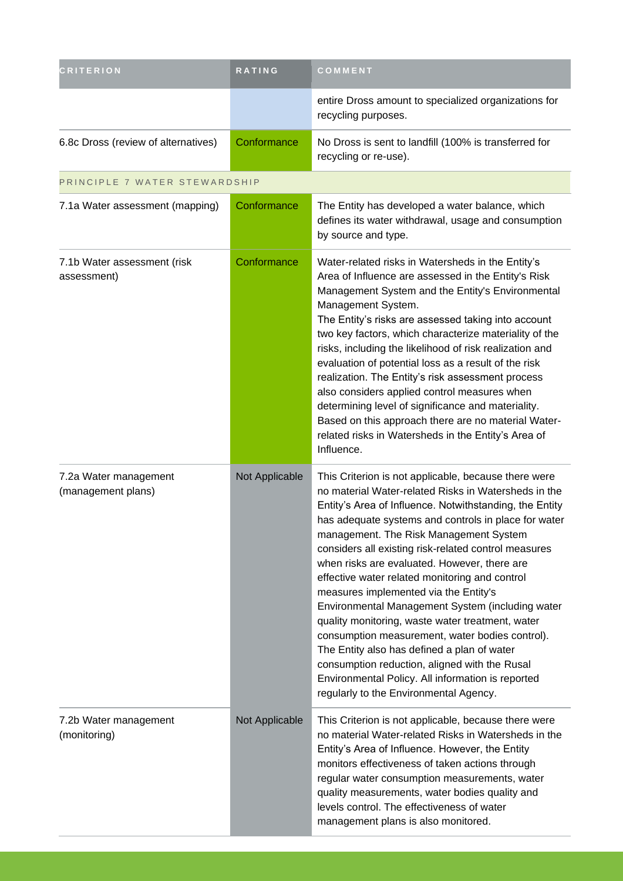| CRITERION | RATING | COMMENT |
| --- | --- | --- |
| | | entire Dross amount to specialized organizations for recycling purposes. |
| 6.8c Dross (review of alternatives) | Conformance | No Dross is sent to landfill (100% is transferred for recycling or re-use). |
| PRINCIPLE 7 WATER STEWARDSHIP | | |
| 7.1a Water assessment (mapping) | Conformance | The Entity has developed a water balance, which defines its water withdrawal, usage and consumption by source and type. |
| 7.1b Water assessment (risk assessment) | Conformance | Water-related risks in Watersheds in the Entity's Area of Influence are assessed in the Entity's Risk Management System and the Entity's Environmental Management System.<br>The Entity's risks are assessed taking into account two key factors, which characterize materiality of the risks, including the likelihood of risk realization and evaluation of potential loss as a result of the risk realization. The Entity's risk assessment process also considers applied control measures when determining level of significance and materiality. Based on this approach there are no material Water-related risks in Watersheds in the Entity's Area of Influence. |
| 7.2a Water management (management plans) | Not Applicable | This Criterion is not applicable, because there were no material Water-related Risks in Watersheds in the Entity's Area of Influence. Notwithstanding, the Entity has adequate systems and controls in place for water management. The Risk Management System considers all existing risk-related control measures when risks are evaluated. However, there are effective water related monitoring and control measures implemented via the Entity's Environmental Management System (including water quality monitoring, waste water treatment, water consumption measurement, water bodies control). The Entity also has defined a plan of water consumption reduction, aligned with the Rusal Environmental Policy. All information is reported regularly to the Environmental Agency. |
| 7.2b Water management (monitoring) | Not Applicable | This Criterion is not applicable, because there were no material Water-related Risks in Watersheds in the Entity's Area of Influence. However, the Entity monitors effectiveness of taken actions through regular water consumption measurements, water quality measurements, water bodies quality and levels control. The effectiveness of water management plans is also monitored. |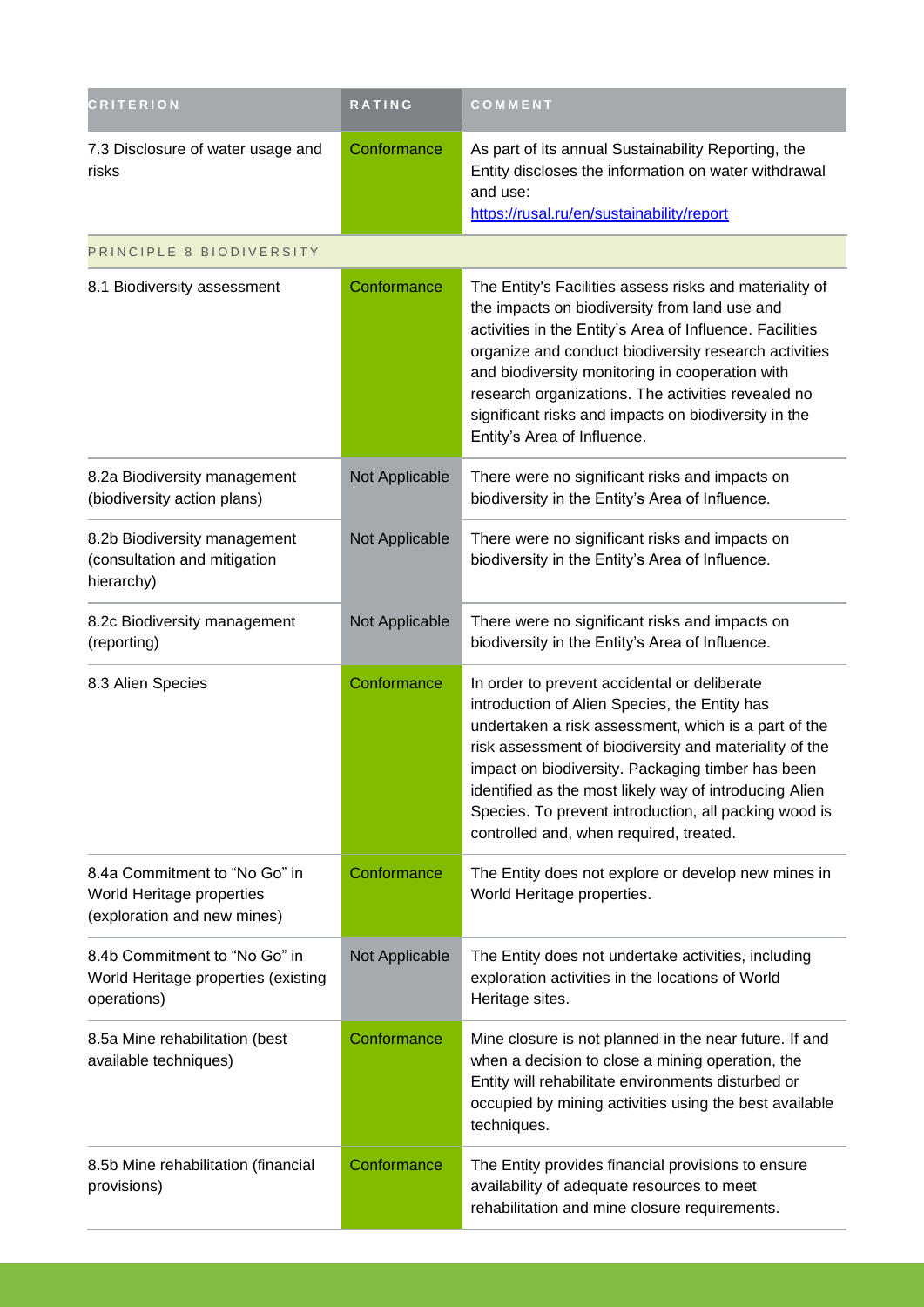| CRITERION | RATING | COMMENT |
|---|---|---|
| 7.3 Disclosure of water usage and risks | Conformance | As part of its annual Sustainability Reporting, the Entity discloses the information on water withdrawal and use: https://rusal.ru/en/sustainability/report |
| PRINCIPLE 8 BIODIVERSITY | | |
| 8.1 Biodiversity assessment | Conformance | The Entity's Facilities assess risks and materiality of the impacts on biodiversity from land use and activities in the Entity's Area of Influence. Facilities organize and conduct biodiversity research activities and biodiversity monitoring in cooperation with research organizations. The activities revealed no significant risks and impacts on biodiversity in the Entity's Area of Influence. |
| 8.2a Biodiversity management (biodiversity action plans) | Not Applicable | There were no significant risks and impacts on biodiversity in the Entity's Area of Influence. |
| 8.2b Biodiversity management (consultation and mitigation hierarchy) | Not Applicable | There were no significant risks and impacts on biodiversity in the Entity's Area of Influence. |
| 8.2c Biodiversity management (reporting) | Not Applicable | There were no significant risks and impacts on biodiversity in the Entity's Area of Influence. |
| 8.3 Alien Species | Conformance | In order to prevent accidental or deliberate introduction of Alien Species, the Entity has undertaken a risk assessment, which is a part of the risk assessment of biodiversity and materiality of the impact on biodiversity. Packaging timber has been identified as the most likely way of introducing Alien Species. To prevent introduction, all packing wood is controlled and, when required, treated. |
| 8.4a Commitment to "No Go" in World Heritage properties (exploration and new mines) | Conformance | The Entity does not explore or develop new mines in World Heritage properties. |
| 8.4b Commitment to "No Go" in World Heritage properties (existing operations) | Not Applicable | The Entity does not undertake activities, including exploration activities in the locations of World Heritage sites. |
| 8.5a Mine rehabilitation (best available techniques) | Conformance | Mine closure is not planned in the near future. If and when a decision to close a mining operation, the Entity will rehabilitate environments disturbed or occupied by mining activities using the best available techniques. |
| 8.5b Mine rehabilitation (financial provisions) | Conformance | The Entity provides financial provisions to ensure availability of adequate resources to meet rehabilitation and mine closure requirements. |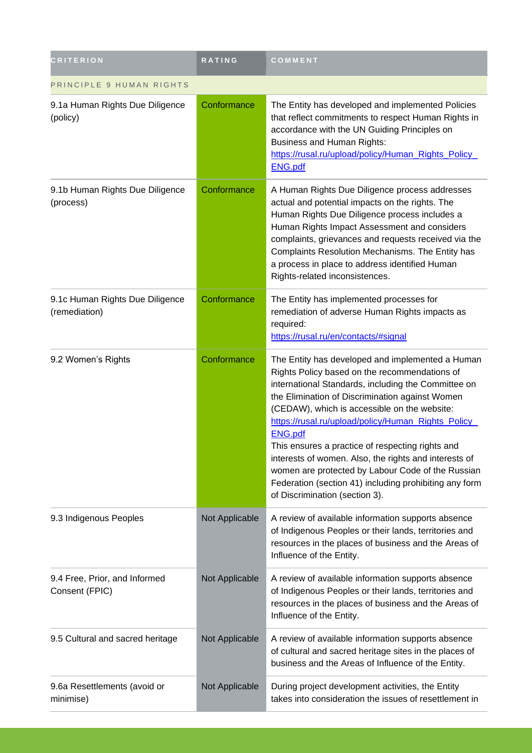| CRITERION | RATING | COMMENT |
|---|---|---|
| PRINCIPLE 9 HUMAN RIGHTS | | |
| 9.1a Human Rights Due Diligence (policy) | Conformance | The Entity has developed and implemented Policies that reflect commitments to respect Human Rights in accordance with the UN Guiding Principles on Business and Human Rights: https://rusal.ru/upload/policy/Human_Rights_Policy_ENG.pdf |
| 9.1b Human Rights Due Diligence (process) | Conformance | A Human Rights Due Diligence process addresses actual and potential impacts on the rights. The Human Rights Due Diligence process includes a Human Rights Impact Assessment and considers complaints, grievances and requests received via the Complaints Resolution Mechanisms. The Entity has a process in place to address identified Human Rights-related inconsistences. |
| 9.1c Human Rights Due Diligence (remediation) | Conformance | The Entity has implemented processes for remediation of adverse Human Rights impacts as required: https://rusal.ru/en/contacts/#signal |
| 9.2 Women's Rights | Conformance | The Entity has developed and implemented a Human Rights Policy based on the recommendations of international Standards, including the Committee on the Elimination of Discrimination against Women (CEDAW), which is accessible on the website: https://rusal.ru/upload/policy/Human_Rights_Policy_ENG.pdf This ensures a practice of respecting rights and interests of women. Also, the rights and interests of women are protected by Labour Code of the Russian Federation (section 41) including prohibiting any form of Discrimination (section 3). |
| 9.3 Indigenous Peoples | Not Applicable | A review of available information supports absence of Indigenous Peoples or their lands, territories and resources in the places of business and the Areas of Influence of the Entity. |
| 9.4 Free, Prior, and Informed Consent (FPIC) | Not Applicable | A review of available information supports absence of Indigenous Peoples or their lands, territories and resources in the places of business and the Areas of Influence of the Entity. |
| 9.5 Cultural and sacred heritage | Not Applicable | A review of available information supports absence of cultural and sacred heritage sites in the places of business and the Areas of Influence of the Entity. |
| 9.6a Resettlements (avoid or minimise) | Not Applicable | During project development activities, the Entity takes into consideration the issues of resettlement in |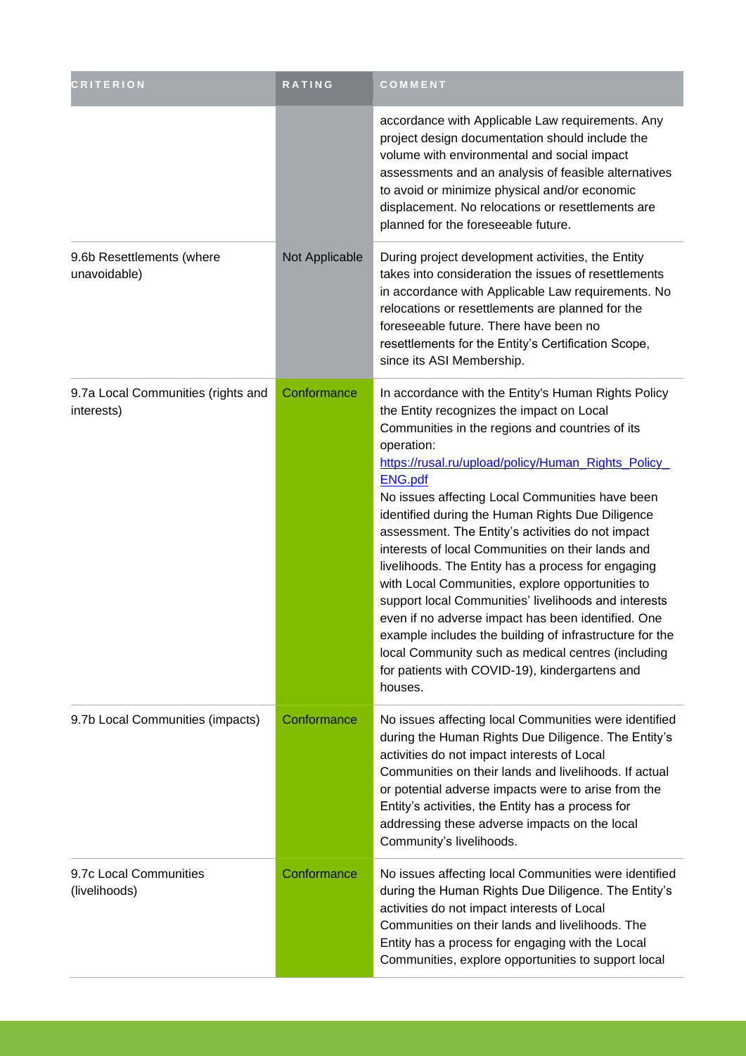| CRITERION | RATING | COMMENT |
| --- | --- | --- |
| | | accordance with Applicable Law requirements. Any project design documentation should include the volume with environmental and social impact assessments and an analysis of feasible alternatives to avoid or minimize physical and/or economic displacement. No relocations or resettlements are planned for the foreseeable future. |
| 9.6b Resettlements (where unavoidable) | Not Applicable | During project development activities, the Entity takes into consideration the issues of resettlements in accordance with Applicable Law requirements. No relocations or resettlements are planned for the foreseeable future. There have been no resettlements for the Entity's Certification Scope, since its ASI Membership. |
| 9.7a Local Communities (rights and interests) | Conformance | In accordance with the Entity's Human Rights Policy the Entity recognizes the impact on Local Communities in the regions and countries of its operation: https://rusal.ru/upload/policy/Human_Rights_Policy_ENG.pdf No issues affecting Local Communities have been identified during the Human Rights Due Diligence assessment. The Entity's activities do not impact interests of local Communities on their lands and livelihoods. The Entity has a process for engaging with Local Communities, explore opportunities to support local Communities' livelihoods and interests even if no adverse impact has been identified. One example includes the building of infrastructure for the local Community such as medical centres (including for patients with COVID-19), kindergartens and houses. |
| 9.7b Local Communities (impacts) | Conformance | No issues affecting local Communities were identified during the Human Rights Due Diligence. The Entity's activities do not impact interests of Local Communities on their lands and livelihoods. If actual or potential adverse impacts were to arise from the Entity's activities, the Entity has a process for addressing these adverse impacts on the local Community's livelihoods. |
| 9.7c Local Communities (livelihoods) | Conformance | No issues affecting local Communities were identified during the Human Rights Due Diligence. The Entity's activities do not impact interests of Local Communities on their lands and livelihoods. The Entity has a process for engaging with the Local Communities, explore opportunities to support local |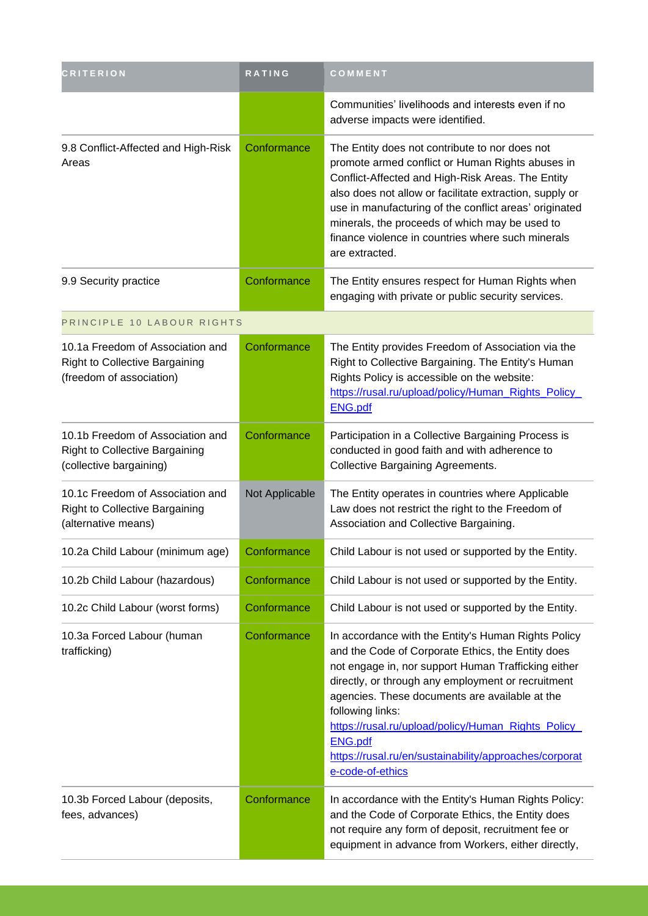| CRITERION | RATING | COMMENT |
|---|---|---|
| | | Communities' livelihoods and interests even if no adverse impacts were identified. |
| 9.8 Conflict-Affected and High-Risk Areas | Conformance | The Entity does not contribute to nor does not promote armed conflict or Human Rights abuses in Conflict-Affected and High-Risk Areas. The Entity also does not allow or facilitate extraction, supply or use in manufacturing of the conflict areas' originated minerals, the proceeds of which may be used to finance violence in countries where such minerals are extracted. |
| 9.9 Security practice | Conformance | The Entity ensures respect for Human Rights when engaging with private or public security services. |
| PRINCIPLE 10 LABOUR RIGHTS | | |
| 10.1a Freedom of Association and Right to Collective Bargaining (freedom of association) | Conformance | The Entity provides Freedom of Association via the Right to Collective Bargaining. The Entity's Human Rights Policy is accessible on the website: https://rusal.ru/upload/policy/Human_Rights_Policy_ENG.pdf |
| 10.1b Freedom of Association and Right to Collective Bargaining (collective bargaining) | Conformance | Participation in a Collective Bargaining Process is conducted in good faith and with adherence to Collective Bargaining Agreements. |
| 10.1c Freedom of Association and Right to Collective Bargaining (alternative means) | Not Applicable | The Entity operates in countries where Applicable Law does not restrict the right to the Freedom of Association and Collective Bargaining. |
| 10.2a Child Labour (minimum age) | Conformance | Child Labour is not used or supported by the Entity. |
| 10.2b Child Labour (hazardous) | Conformance | Child Labour is not used or supported by the Entity. |
| 10.2c Child Labour (worst forms) | Conformance | Child Labour is not used or supported by the Entity. |
| 10.3a Forced Labour (human trafficking) | Conformance | In accordance with the Entity's Human Rights Policy and the Code of Corporate Ethics, the Entity does not engage in, nor support Human Trafficking either directly, or through any employment or recruitment agencies. These documents are available at the following links: https://rusal.ru/upload/policy/Human_Rights_Policy_ENG.pdf https://rusal.ru/en/sustainability/approaches/corporate-code-of-ethics |
| 10.3b Forced Labour (deposits, fees, advances) | Conformance | In accordance with the Entity's Human Rights Policy: and the Code of Corporate Ethics, the Entity does not require any form of deposit, recruitment fee or equipment in advance from Workers, either directly, |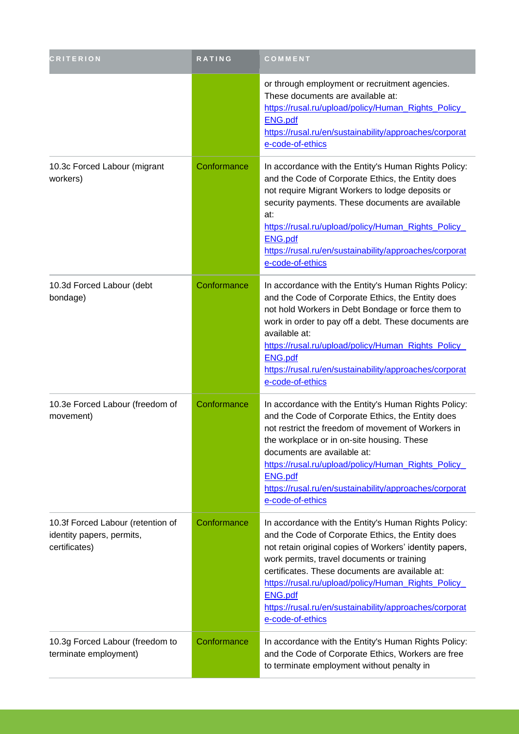| CRITERION | RATING | COMMENT |
| --- | --- | --- |
| | | or through employment or recruitment agencies. These documents are available at: https://rusal.ru/upload/policy/Human_Rights_Policy_ENG.pdf https://rusal.ru/en/sustainability/approaches/corporate-code-of-ethics |
| 10.3c Forced Labour (migrant workers) | Conformance | In accordance with the Entity's Human Rights Policy: and the Code of Corporate Ethics, the Entity does not require Migrant Workers to lodge deposits or security payments. These documents are available at: https://rusal.ru/upload/policy/Human_Rights_Policy_ENG.pdf https://rusal.ru/en/sustainability/approaches/corporate-code-of-ethics |
| 10.3d Forced Labour (debt bondage) | Conformance | In accordance with the Entity's Human Rights Policy: and the Code of Corporate Ethics, the Entity does not hold Workers in Debt Bondage or force them to work in order to pay off a debt. These documents are available at: https://rusal.ru/upload/policy/Human_Rights_Policy_ENG.pdf https://rusal.ru/en/sustainability/approaches/corporate-code-of-ethics |
| 10.3e Forced Labour (freedom of movement) | Conformance | In accordance with the Entity's Human Rights Policy: and the Code of Corporate Ethics, the Entity does not restrict the freedom of movement of Workers in the workplace or in on-site housing. These documents are available at: https://rusal.ru/upload/policy/Human_Rights_Policy_ENG.pdf https://rusal.ru/en/sustainability/approaches/corporate-code-of-ethics |
| 10.3f Forced Labour (retention of identity papers, permits, certificates) | Conformance | In accordance with the Entity's Human Rights Policy: and the Code of Corporate Ethics, the Entity does not retain original copies of Workers' identity papers, work permits, travel documents or training certificates. These documents are available at: https://rusal.ru/upload/policy/Human_Rights_Policy_ENG.pdf https://rusal.ru/en/sustainability/approaches/corporate-code-of-ethics |
| 10.3g Forced Labour (freedom to terminate employment) | Conformance | In accordance with the Entity's Human Rights Policy: and the Code of Corporate Ethics, Workers are free to terminate employment without penalty in |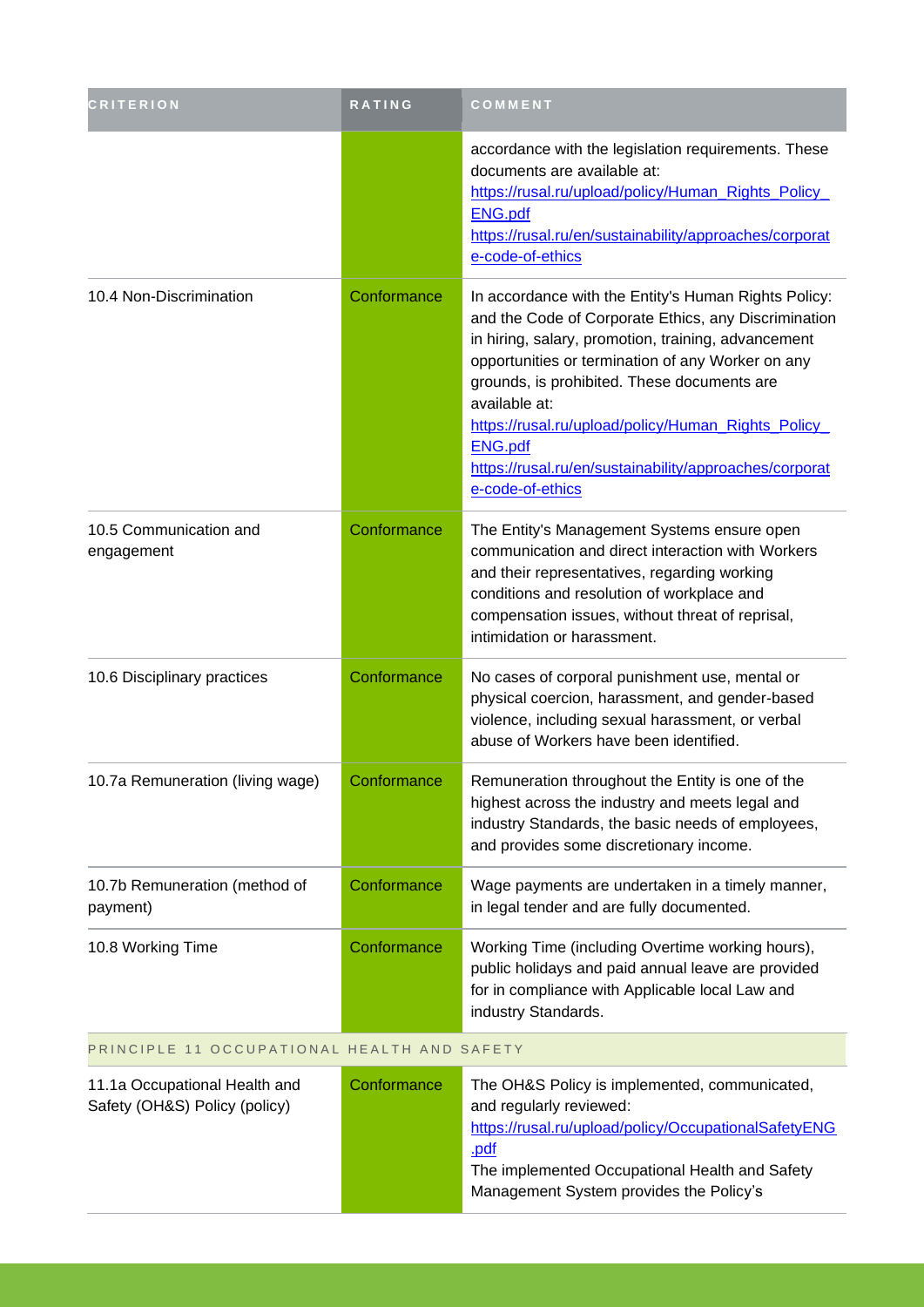| CRITERION | RATING | COMMENT |
|---|---|---|
| | | accordance with the legislation requirements. These documents are available at: https://rusal.ru/upload/policy/Human_Rights_Policy_ENG.pdf https://rusal.ru/en/sustainability/approaches/corporate-code-of-ethics |
| 10.4 Non-Discrimination | Conformance | In accordance with the Entity's Human Rights Policy: and the Code of Corporate Ethics, any Discrimination in hiring, salary, promotion, training, advancement opportunities or termination of any Worker on any grounds, is prohibited. These documents are available at: https://rusal.ru/upload/policy/Human_Rights_Policy_ENG.pdf https://rusal.ru/en/sustainability/approaches/corporate-code-of-ethics |
| 10.5 Communication and engagement | Conformance | The Entity's Management Systems ensure open communication and direct interaction with Workers and their representatives, regarding working conditions and resolution of workplace and compensation issues, without threat of reprisal, intimidation or harassment. |
| 10.6 Disciplinary practices | Conformance | No cases of corporal punishment use, mental or physical coercion, harassment, and gender-based violence, including sexual harassment, or verbal abuse of Workers have been identified. |
| 10.7a Remuneration (living wage) | Conformance | Remuneration throughout the Entity is one of the highest across the industry and meets legal and industry Standards, the basic needs of employees, and provides some discretionary income. |
| 10.7b Remuneration (method of payment) | Conformance | Wage payments are undertaken in a timely manner, in legal tender and are fully documented. |
| 10.8 Working Time | Conformance | Working Time (including Overtime working hours), public holidays and paid annual leave are provided for in compliance with Applicable local Law and industry Standards. |
| PRINCIPLE 11 OCCUPATIONAL HEALTH AND SAFETY | | |
| 11.1a Occupational Health and Safety (OH&S) Policy (policy) | Conformance | The OH&S Policy is implemented, communicated, and regularly reviewed: https://rusal.ru/upload/policy/OccupationalSafetyENG.pdf The implemented Occupational Health and Safety Management System provides the Policy's |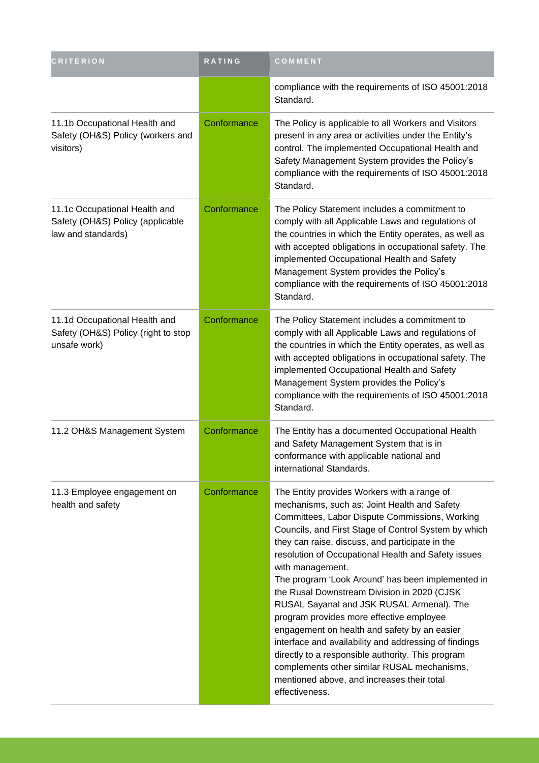| CRITERION | RATING | COMMENT |
| --- | --- | --- |
| | | compliance with the requirements of ISO 45001:2018 Standard. |
| 11.1b Occupational Health and Safety (OH&S) Policy (workers and visitors) | Conformance | The Policy is applicable to all Workers and Visitors present in any area or activities under the Entity's control. The implemented Occupational Health and Safety Management System provides the Policy's compliance with the requirements of ISO 45001:2018 Standard. |
| 11.1c Occupational Health and Safety (OH&S) Policy (applicable law and standards) | Conformance | The Policy Statement includes a commitment to comply with all Applicable Laws and regulations of the countries in which the Entity operates, as well as with accepted obligations in occupational safety. The implemented Occupational Health and Safety Management System provides the Policy's compliance with the requirements of ISO 45001:2018 Standard. |
| 11.1d Occupational Health and Safety (OH&S) Policy (right to stop unsafe work) | Conformance | The Policy Statement includes a commitment to comply with all Applicable Laws and regulations of the countries in which the Entity operates, as well as with accepted obligations in occupational safety. The implemented Occupational Health and Safety Management System provides the Policy's compliance with the requirements of ISO 45001:2018 Standard. |
| 11.2 OH&S Management System | Conformance | The Entity has a documented Occupational Health and Safety Management System that is in conformance with applicable national and international Standards. |
| 11.3 Employee engagement on health and safety | Conformance | The Entity provides Workers with a range of mechanisms, such as: Joint Health and Safety Committees, Labor Dispute Commissions, Working Councils, and First Stage of Control System by which they can raise, discuss, and participate in the resolution of Occupational Health and Safety issues with management.<br>The program 'Look Around' has been implemented in the Rusal Downstream Division in 2020 (CJSK RUSAL Sayanal and JSK RUSAL Armenal). The program provides more effective employee engagement on health and safety by an easier interface and availability and addressing of findings directly to a responsible authority. This program complements other similar RUSAL mechanisms, mentioned above, and increases their total effectiveness. |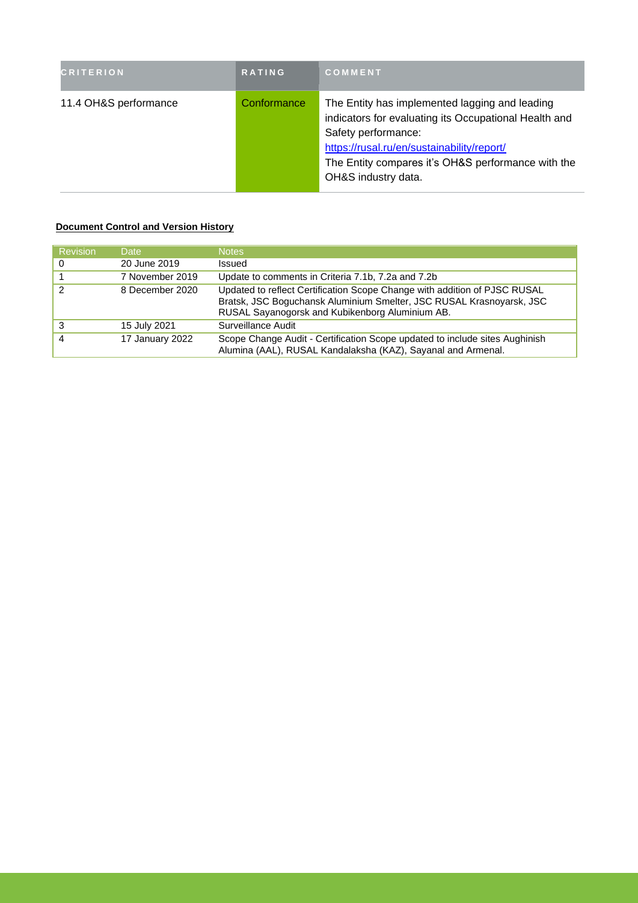| CRITERION | RATING | COMMENT |
| --- | --- | --- |
| 11.4 OH&S performance | Conformance | The Entity has implemented lagging and leading indicators for evaluating its Occupational Health and Safety performance: https://rusal.ru/en/sustainability/report/ The Entity compares it's OH&S performance with the OH&S industry data. |

**Document Control and Version History**

| Revision | Date | Notes |
| --- | --- | --- |
| 0 | 20 June 2019 | Issued |
| 1 | 7 November 2019 | Update to comments in Criteria 7.1b, 7.2a and 7.2b |
| 2 | 8 December 2020 | Updated to reflect Certification Scope Change with addition of PJSC RUSAL Bratsk, JSC Boguchansk Aluminium Smelter, JSC RUSAL Krasnoyarsk, JSC RUSAL Sayanogorsk and Kubikenborg Aluminium AB. |
| 3 | 15 July 2021 | Surveillance Audit |
| 4 | 17 January 2022 | Scope Change Audit - Certification Scope updated to include sites Aughinish Alumina (AAL), RUSAL Kandalaksha (KAZ), Sayanal and Armenal. |